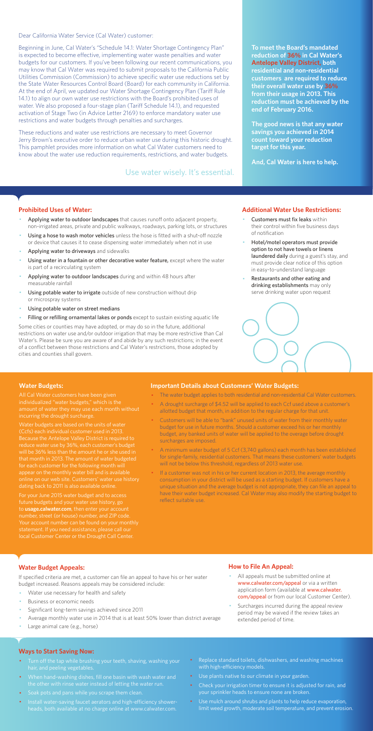Dear California Water Service (Cal Water) customer:

Beginning in June, Cal Water's "Schedule 14.1: Water Shortage Contingency Plan" is expected to become effective, implementing water waste penalties and water budgets for our customers. If you've been following our recent communications, you may know that Cal Water was required to submit proposals to the California Public Utilities Commission (Commission) to achieve specific water use reductions set by the State Water Resources Control Board (Board) for each community in California. At the end of April, we updated our Water Shortage Contingency Plan (Tariff Rule 14.1) to align our own water use restrictions with the Board's prohibited uses of water. We also proposed a four-stage plan (Tariff Schedule 14.1), and requested activation of Stage Two (in Advice Letter 2169) to enforce mandatory water use restrictions and water budgets through penalties and surcharges.

These reductions and water use restrictions are necessary to meet Governor Jerry Brown's executive order to reduce urban water use during this historic drought. This pamphlet provides more information on what Cal Water customers need to know about the water use reduction requirements, restrictions, and water budgets.

Use water wisely. It's essential.

**To meet the Board's mandated reduction of 36% in Cal Water's Antelope Valley District, both residential and non-residential customers are required to reduce their overall water use by 36% from their usage in 2013. This reduction must be achieved by the end of February 2016.**

**The good news is that any water savings you achieved in 2014 count toward your reduction target for this year.**

**And, Cal Water is here to help.**

## Prohibited Uses of Water:

- Applying water to outdoor landscapes that causes runoff onto adjacent property, non-irrigated areas, private and public walkways, roadways, parking lots, or structures
- Using a hose to wash motor vehicles unless the hose is fitted with a shut-off nozzle or device that causes it to cease dispensing water immediately when not in use
- Applying water to driveways and sidewalks
- Using water in a fountain or other decorative water feature, except where the water is part of a recirculating system
- Applying water to outdoor landscapes during and within 48 hours after measurable rainfall
- Using potable water to irrigate outside of new construction without drip or microspray systems
- Using potable water on street medians
- Filling or refilling ornamental lakes or ponds except to sustain existing aquatic life

Some cities or counties may have adopted, or may do so in the future, additional restrictions on water use and/or outdoor irrigation that may be more restrictive than Cal Water's. Please be sure you are aware of and abide by any such restrictions; in the event of a conflict between those restrictions and Cal Water's restrictions, those adopted by cities and counties shall govern.

## Additional Water Use Restrictions:

- Customers must fix leaks within their control within five business days of notification
- Hotel/motel operators must provide option to not have towels or linens laundered daily during a guest's stay, and must provide clear notice of this option in easy-to-understand language
- Restaurants and other eating and drinking establishments may only serve drinking water upon request

## Water Budgets:

All Cal Water customers have been given individualized "water budgets," which is the amount of water they may use each month without incurring the drought surcharge.

Water budgets are based on the units of water (Ccfs) each individual customer used in 2013. Because the Antelope Valley District is required to reduce water use by 36%, each customer's budget will be 36% less than the amount he or she used in that month in 2013. The amount of water budgeted for each customer for the following month will appear on the monthly water bill and is available online on our web site. Customers' water use history dating back to 2011 is also available online.

For your June 2015 water budget and to access future budgets and your water use history, go to **usage.calwater.com**, then enter your account number, street (or house) number, and ZIP code. Your account number can be found on your monthly statement. If you need assistance, please call our local Customer Center or the Drought Call Center.

## Important Details about Customers' Water Budgets:

- The water budget applies to both residential and non-residential Cal Water customers.
- A drought surcharge of $4.52 will be applied to each Ccf used above a customer's allotted budget that month, in addition to the regular charge for that unit.
- Customers will be able to "bank" unused units of water from their monthly water budget for use in future months. Should a customer exceed his or her monthly budget, any banked units of water will be applied to the overage before drought surcharges are imposed.
- A minimum water budget of 5 Ccf (3,740 gallons) each month has been established for single-family, residential customers. That means these customers' water budgets will not be below this threshold, regardless of 2013 water use.
- If a customer was not in his or her current location in 2013, the average monthly consumption in your district will be used as a starting budget. If customers have a unique situation and the average budget is not appropriate, they can file an appeal to have their water budget increased. Cal Water may also modify the starting budget to reflect suitable use.

## Water Budget Appeals:

If specified criteria are met, a customer can file an appeal to have his or her water budget increased. Reasons appeals may be considered include:

- Water use necessary for health and safety
- Business or economic needs
- Significant long-term savings achieved since 2011
- Average monthly water use in 2014 that is at least 50% lower than district average
- Large animal care (e.g., horse)

## How to File An Appeal:

- All appeals must be submitted online at www.calwater.com/appeal or via a written application form (available at www.calwater.com/appeal or from our local Customer Center).
- Surcharges incurred during the appeal review period may be waived if the review takes an extended period of time.

## Ways to Start Saving Now:

- Turn off the tap while brushing your teeth, shaving, washing your hair, and peeling vegetables.
- When hand-washing dishes, fill one basin with wash water and the other with rinse water instead of letting the water run.
- Soak pots and pans while you scrape them clean.
- Install water-saving faucet aerators and high-efficiency showerheads, both available at no charge online at www.calwater.com.
- Replace standard toilets, dishwashers, and washing machines with high-efficiency models.
- Use plants native to our climate in your garden.
- Check your irrigation timer to ensure it is adjusted for rain, and your sprinkler heads to ensure none are broken.
- Use mulch around shrubs and plants to help reduce evaporation, limit weed growth, moderate soil temperature, and prevent erosion.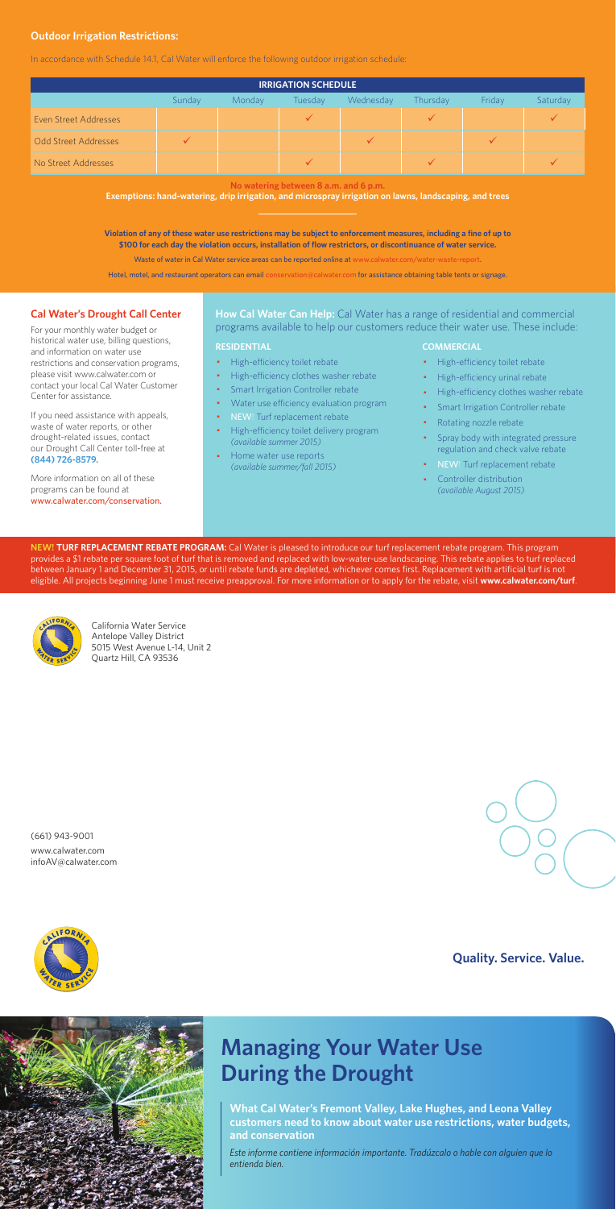**Outdoor Irrigation Restrictions:**

In accordance with Schedule 14.1, Cal Water will enforce the following outdoor irrigation schedule:

| IRRIGATION SCHEDULE | | | | | | | |
|---|---|---|---|---|---|---|---|
| | Sunday | Monday | Tuesday | Wednesday | Thursday | Friday | Saturday |
| Even Street Addresses | | | ✓ | | ✓ | | ✓ |
| Odd Street Addresses | ✓ | | | ✓ | | ✓ | |
| No Street Addresses | | | ✓ | | ✓ | | ✓ |

**No watering between 8 a.m. and 6 p.m.**

**Exemptions: hand-watering, drip irrigation, and microspray irrigation on lawns, landscaping, and trees**

**Violation of any of these water use restrictions may be subject to enforcement measures, including a fine of up to $100 for each day the violation occurs, installation of flow restrictors, or discontinuance of water service.**

Waste of water in Cal Water service areas can be reported online at www.calwater.com/water-waste-report.

Hotel, motel, and restaurant operators can email conservation@calwater.com for assistance obtaining table tents or signage.

### Cal Water's Drought Call Center

For your monthly water budget or historical water use, billing questions, and information on water use restrictions and conservation programs, please visit www.calwater.com or contact your local Cal Water Customer Center for assistance.

If you need assistance with appeals, waste of water reports, or other drought-related issues, contact our Drought Call Center toll-free at **(844) 726-8579.**

More information on all of these programs can be found at www.calwater.com/conservation.

**How Cal Water Can Help:** Cal Water has a range of residential and commercial programs available to help our customers reduce their water use. These include:

**RESIDENTIAL**

- High-efficiency toilet rebate
- High-efficiency clothes washer rebate
- Smart Irrigation Controller rebate
- Water use efficiency evaluation program
- NEW! Turf replacement rebate
- High-efficiency toilet delivery program *(available summer 2015)*
- Home water use reports *(available summer/fall 2015)*

**COMMERCIAL**

- High-efficiency toilet rebate
- High-efficiency urinal rebate
- High-efficiency clothes washer rebate
- Smart Irrigation Controller rebate
- Rotating nozzle rebate
- Spray body with integrated pressure regulation and check valve rebate
- NEW! Turf replacement rebate
- Controller distribution *(available August 2015)*

**NEW! TURF REPLACEMENT REBATE PROGRAM:** Cal Water is pleased to introduce our turf replacement rebate program. This program provides a $1 rebate per square foot of turf that is removed and replaced with low-water-use landscaping. This rebate applies to turf replaced between January 1 and December 31, 2015, or until rebate funds are depleted, whichever comes first. Replacement with artificial turf is not eligible. All projects beginning June 1 must receive preapproval. For more information or to apply for the rebate, visit **www.calwater.com/turf**.

California Water Service
Antelope Valley District
5015 West Avenue L-14, Unit 2
Quartz Hill, CA 93536

(661) 943-9001
www.calwater.com
infoAV@calwater.com

**Quality. Service. Value.**

# Managing Your Water Use During the Drought

**What Cal Water's Fremont Valley, Lake Hughes, and Leona Valley customers need to know about water use restrictions, water budgets, and conservation**

*Este informe contiene información importante. Tradúzcalo o hable con alguien que lo entienda bien.*